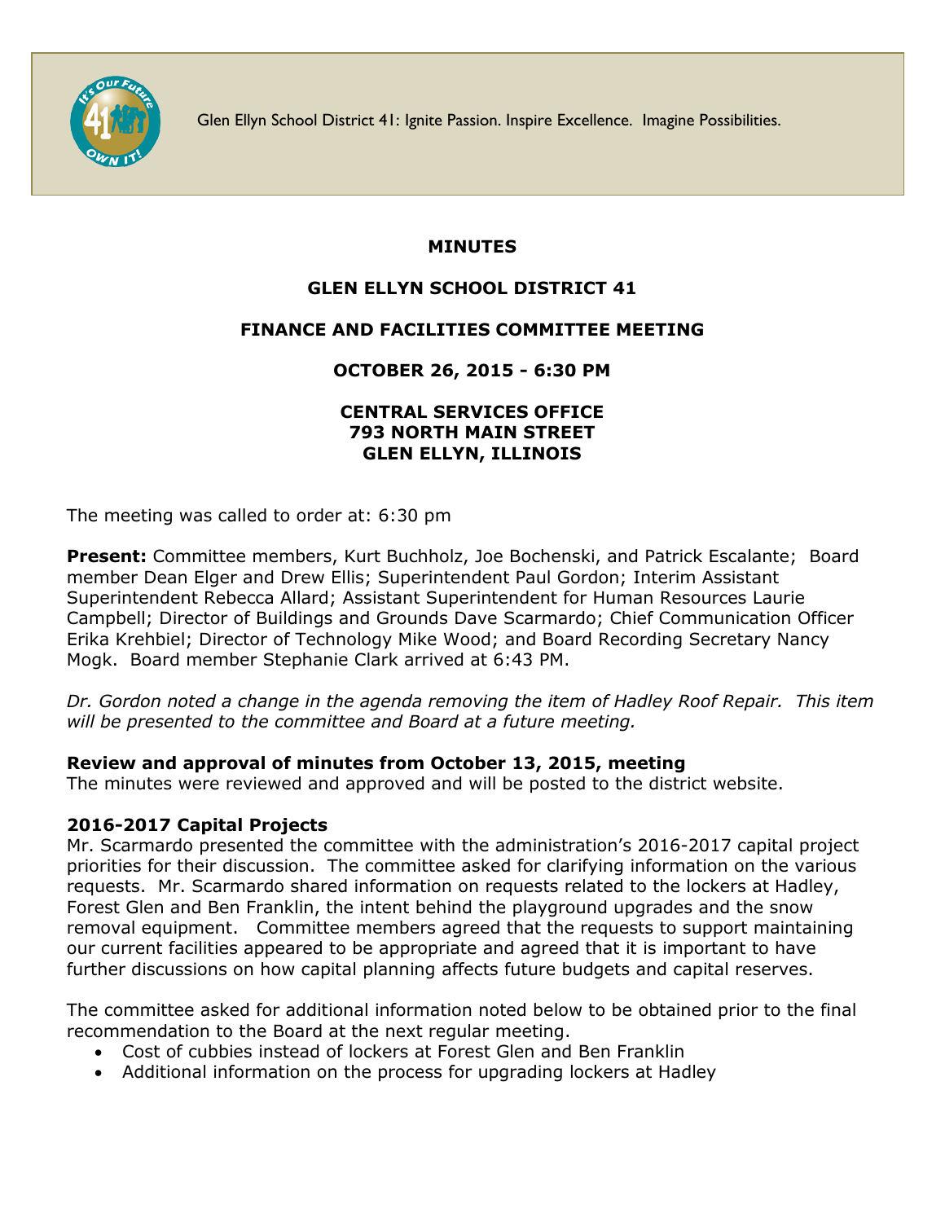Glen Ellyn School District 41: Ignite Passion. Inspire Excellence. Imagine Possibilities.

# MINUTES

## GLEN ELLYN SCHOOL DISTRICT 41

## FINANCE AND FACILITIES COMMITTEE MEETING

## OCTOBER 26, 2015 - 6:30 PM

**CENTRAL SERVICES OFFICE**
**793 NORTH MAIN STREET**
**GLEN ELLYN, ILLINOIS**

The meeting was called to order at: 6:30 pm

**Present:** Committee members, Kurt Buchholz, Joe Bochenski, and Patrick Escalante; Board member Dean Elger and Drew Ellis; Superintendent Paul Gordon; Interim Assistant Superintendent Rebecca Allard; Assistant Superintendent for Human Resources Laurie Campbell; Director of Buildings and Grounds Dave Scarmardo; Chief Communication Officer Erika Krehbiel; Director of Technology Mike Wood; and Board Recording Secretary Nancy Mogk. Board member Stephanie Clark arrived at 6:43 PM.

*Dr. Gordon noted a change in the agenda removing the item of Hadley Roof Repair. This item will be presented to the committee and Board at a future meeting.*

### Review and approval of minutes from October 13, 2015, meeting

The minutes were reviewed and approved and will be posted to the district website.

### 2016-2017 Capital Projects

Mr. Scarmardo presented the committee with the administration's 2016-2017 capital project priorities for their discussion. The committee asked for clarifying information on the various requests. Mr. Scarmardo shared information on requests related to the lockers at Hadley, Forest Glen and Ben Franklin, the intent behind the playground upgrades and the snow removal equipment. Committee members agreed that the requests to support maintaining our current facilities appeared to be appropriate and agreed that it is important to have further discussions on how capital planning affects future budgets and capital reserves.

The committee asked for additional information noted below to be obtained prior to the final recommendation to the Board at the next regular meeting.

- Cost of cubbies instead of lockers at Forest Glen and Ben Franklin
- Additional information on the process for upgrading lockers at Hadley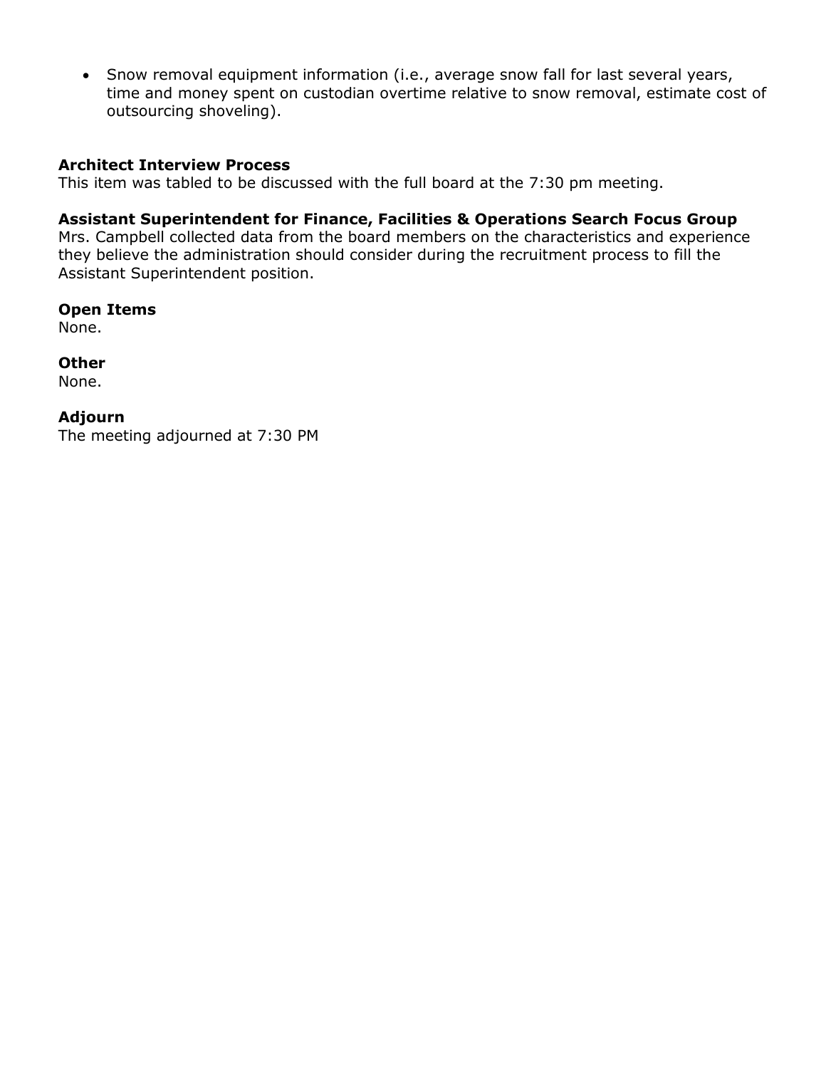- Snow removal equipment information (i.e., average snow fall for last several years, time and money spent on custodian overtime relative to snow removal, estimate cost of outsourcing shoveling).

**Architect Interview Process**

This item was tabled to be discussed with the full board at the 7:30 pm meeting.

**Assistant Superintendent for Finance, Facilities & Operations Search Focus Group**

Mrs. Campbell collected data from the board members on the characteristics and experience they believe the administration should consider during the recruitment process to fill the Assistant Superintendent position.

**Open Items**

None.

**Other**

None.

**Adjourn**

The meeting adjourned at 7:30 PM